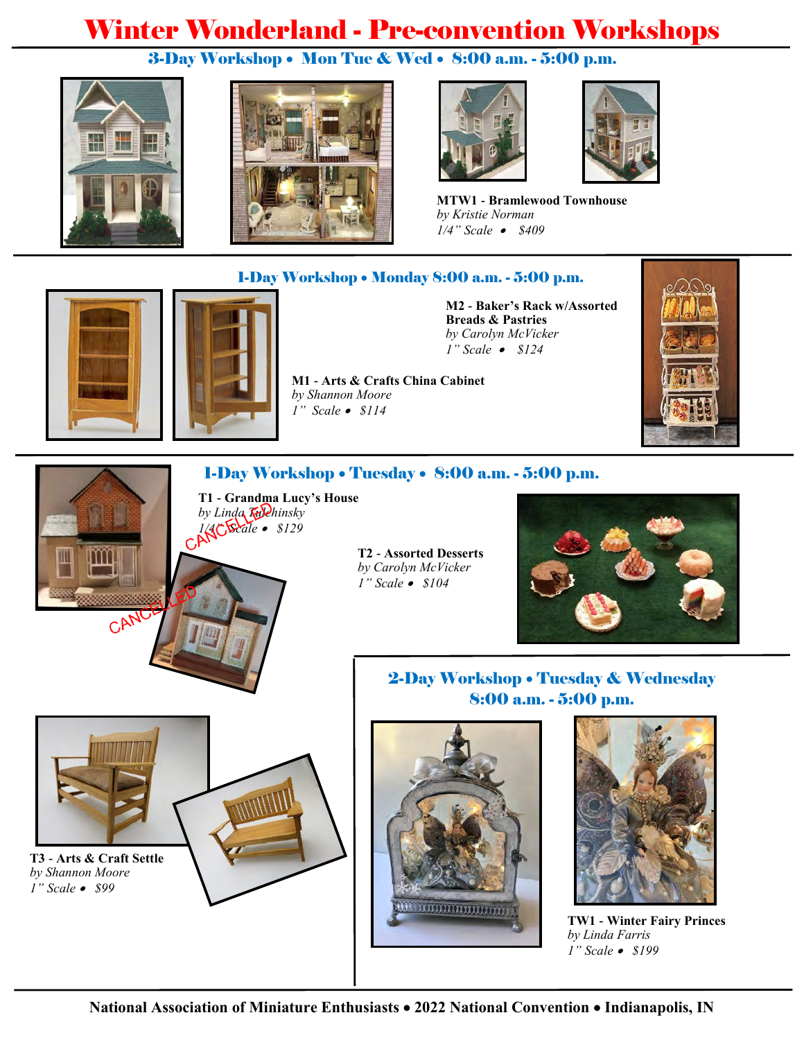# Winter Wonderland - Pre-convention Workshops

## 3-Day Workshop • Mon Tue & Wed • 8:00 a.m. - 5:00 p.m.

**MTW1 - Bramlewood Townhouse**
*by Kristie Norman*
*1/4" Scale • $409*

## 1-Day Workshop • Monday 8:00 a.m. - 5:00 p.m.

**M2 - Baker's Rack w/Assorted Breads & Pastries**
*by Carolyn McVicker*
*1" Scale • $124*

**M1 - Arts & Crafts China Cabinet**
*by Shannon Moore*
*1" Scale • $114*

## 1-Day Workshop • Tuesday • 8:00 a.m. - 5:00 p.m.

**T1 - Grandma Lucy's House**
*by Linda Tadchinsky*
*1/4" Scale • $129*

CANCELLED

**T2 - Assorted Desserts**
*by Carolyn McVicker*
*1" Scale • $104*

**T3 - Arts & Craft Settle**
*by Shannon Moore*
*1" Scale • $99*

## 2-Day Workshop • Tuesday & Wednesday 8:00 a.m. - 5:00 p.m.

**TW1 - Winter Fairy Princes**
*by Linda Farris*
*1" Scale • $199*

National Association of Miniature Enthusiasts • 2022 National Convention • Indianapolis, IN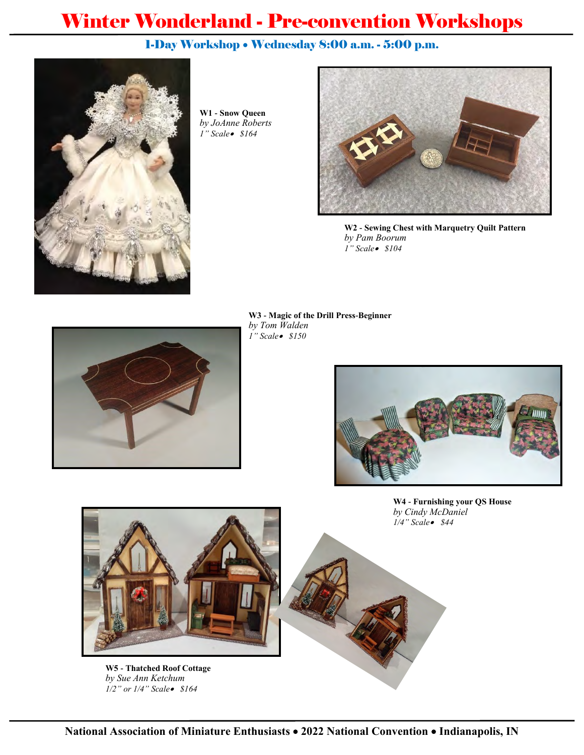# Winter Wonderland - Pre-convention Workshops

## 1-Day Workshop • Wednesday 8:00 a.m. - 5:00 p.m.

**W1 - Snow Queen**
*by JoAnne Roberts*
*1" Scale• $164*

**W2 - Sewing Chest with Marquetry Quilt Pattern**
*by Pam Boorum*
*1" Scale• $104*

**W3 - Magic of the Drill Press-Beginner**
*by Tom Walden*
*1" Scale• $150*

**W4 - Furnishing your QS House**
*by Cindy McDaniel*
*1/4" Scale• $44*

**W5 - Thatched Roof Cottage**
*by Sue Ann Ketchum*
*1/2" or 1/4" Scale• $164*

**National Association of Miniature Enthusiasts • 2022 National Convention • Indianapolis, IN**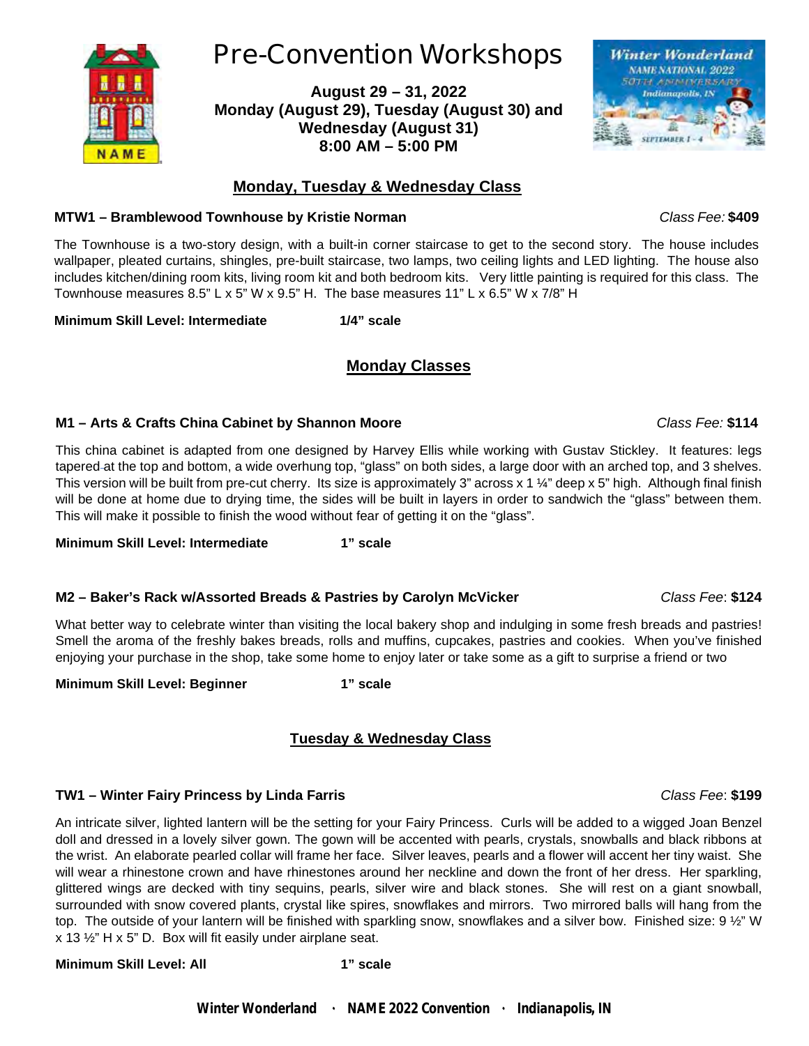# Pre-Convention Workshops

**August 29 – 31, 2022**
**Monday (August 29), Tuesday (August 30) and Wednesday (August 31)**
**8:00 AM – 5:00 PM**

## Monday, Tuesday & Wednesday Class

**MTW1 – Bramblewood Townhouse by Kristie Norman** *Class Fee:* **$409**

The Townhouse is a two-story design, with a built-in corner staircase to get to the second story. The house includes wallpaper, pleated curtains, shingles, pre-built staircase, two lamps, two ceiling lights and LED lighting. The house also includes kitchen/dining room kits, living room kit and both bedroom kits. Very little painting is required for this class. The Townhouse measures 8.5" L x 5" W x 9.5" H. The base measures 11" L x 6.5" W x 7/8" H

**Minimum Skill Level: Intermediate** **1/4" scale**

## Monday Classes

**M1 – Arts & Crafts China Cabinet by Shannon Moore** *Class Fee:* **$114**

This china cabinet is adapted from one designed by Harvey Ellis while working with Gustav Stickley. It features: legs tapered at the top and bottom, a wide overhung top, "glass" on both sides, a large door with an arched top, and 3 shelves. This version will be built from pre-cut cherry. Its size is approximately 3" across x 1 ¼" deep x 5" high. Although final finish will be done at home due to drying time, the sides will be built in layers in order to sandwich the "glass" between them. This will make it possible to finish the wood without fear of getting it on the "glass".

**Minimum Skill Level: Intermediate** **1" scale**

**M2 – Baker's Rack w/Assorted Breads & Pastries by Carolyn McVicker** *Class Fee*: **$124**

What better way to celebrate winter than visiting the local bakery shop and indulging in some fresh breads and pastries! Smell the aroma of the freshly bakes breads, rolls and muffins, cupcakes, pastries and cookies. When you've finished enjoying your purchase in the shop, take some home to enjoy later or take some as a gift to surprise a friend or two

**Minimum Skill Level: Beginner** **1" scale**

## Tuesday & Wednesday Class

**TW1 – Winter Fairy Princess by Linda Farris** *Class Fee*: **$199**

An intricate silver, lighted lantern will be the setting for your Fairy Princess. Curls will be added to a wigged Joan Benzel doll and dressed in a lovely silver gown. The gown will be accented with pearls, crystals, snowballs and black ribbons at the wrist. An elaborate pearled collar will frame her face. Silver leaves, pearls and a flower will accent her tiny waist. She will wear a rhinestone crown and have rhinestones around her neckline and down the front of her dress. Her sparkling, glittered wings are decked with tiny sequins, pearls, silver wire and black stones. She will rest on a giant snowball, surrounded with snow covered plants, crystal like spires, snowflakes and mirrors. Two mirrored balls will hang from the top. The outside of your lantern will be finished with sparkling snow, snowflakes and a silver bow. Finished size: 9 ½" W x 13 ½" H x 5" D. Box will fit easily under airplane seat.

**Minimum Skill Level: All** **1" scale**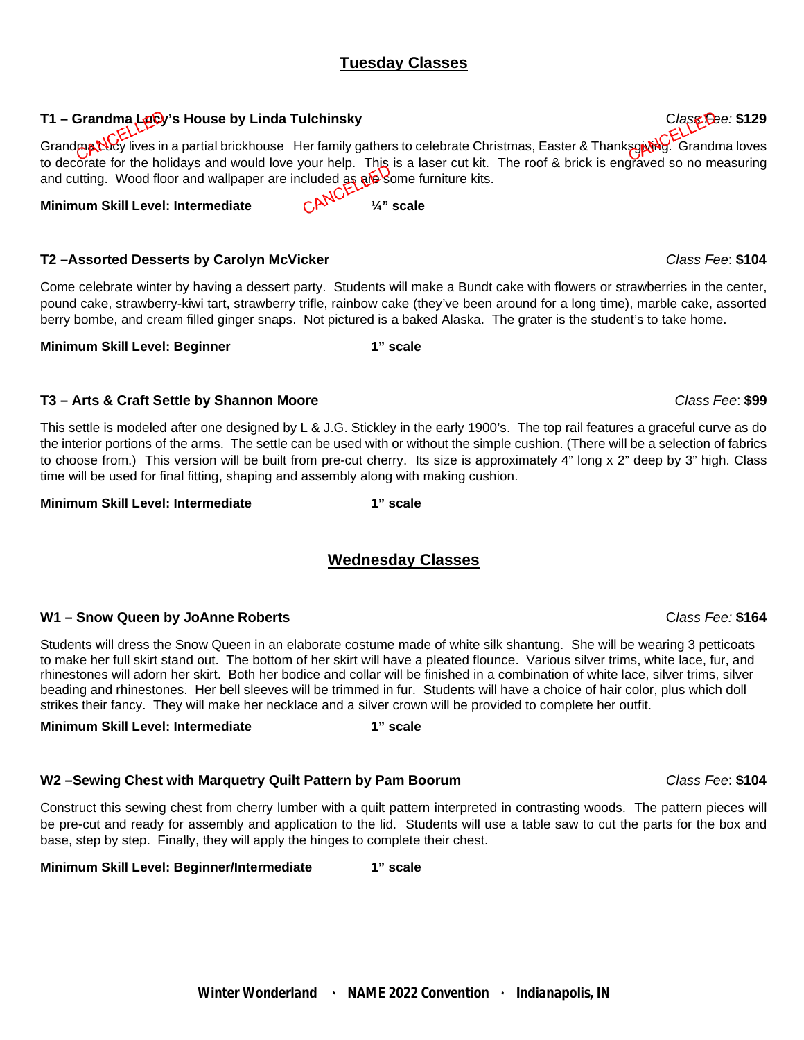## Tuesday Classes

**T1 – Grandma Lucy's House by Linda Tulchinsky** CANCELLED *Class Fee:* **$129**

Grandma Lucy lives in a partial brickhouse Her family gathers to celebrate Christmas, Easter & Thanksgiving. Grandma loves to decorate for the holidays and would love your help. This is a laser cut kit. The roof & brick is engraved so no measuring and cutting. Wood floor and wallpaper are included as are some furniture kits.

**Minimum Skill Level: Intermediate** **¼" scale**

**T2 –Assorted Desserts by Carolyn McVicker** *Class Fee*: **$104**

Come celebrate winter by having a dessert party. Students will make a Bundt cake with flowers or strawberries in the center, pound cake, strawberry-kiwi tart, strawberry trifle, rainbow cake (they've been around for a long time), marble cake, assorted berry bombe, and cream filled ginger snaps. Not pictured is a baked Alaska. The grater is the student's to take home.

**Minimum Skill Level: Beginner** **1" scale**

**T3 – Arts & Craft Settle by Shannon Moore** *Class Fee*: **$99**

This settle is modeled after one designed by L & J.G. Stickley in the early 1900's. The top rail features a graceful curve as do the interior portions of the arms. The settle can be used with or without the simple cushion. (There will be a selection of fabrics to choose from.) This version will be built from pre-cut cherry. Its size is approximately 4" long x 2" deep by 3" high. Class time will be used for final fitting, shaping and assembly along with making cushion.

**Minimum Skill Level: Intermediate** **1" scale**

## Wednesday Classes

**W1 – Snow Queen by JoAnne Roberts** *Class Fee:* **$164**

Students will dress the Snow Queen in an elaborate costume made of white silk shantung. She will be wearing 3 petticoats to make her full skirt stand out. The bottom of her skirt will have a pleated flounce. Various silver trims, white lace, fur, and rhinestones will adorn her skirt. Both her bodice and collar will be finished in a combination of white lace, silver trims, silver beading and rhinestones. Her bell sleeves will be trimmed in fur. Students will have a choice of hair color, plus which doll strikes their fancy. They will make her necklace and a silver crown will be provided to complete her outfit.

**Minimum Skill Level: Intermediate** **1" scale**

**W2 –Sewing Chest with Marquetry Quilt Pattern by Pam Boorum** *Class Fee*: **$104**

Construct this sewing chest from cherry lumber with a quilt pattern interpreted in contrasting woods. The pattern pieces will be pre-cut and ready for assembly and application to the lid. Students will use a table saw to cut the parts for the box and base, step by step. Finally, they will apply the hinges to complete their chest.

**Minimum Skill Level: Beginner/Intermediate** **1" scale**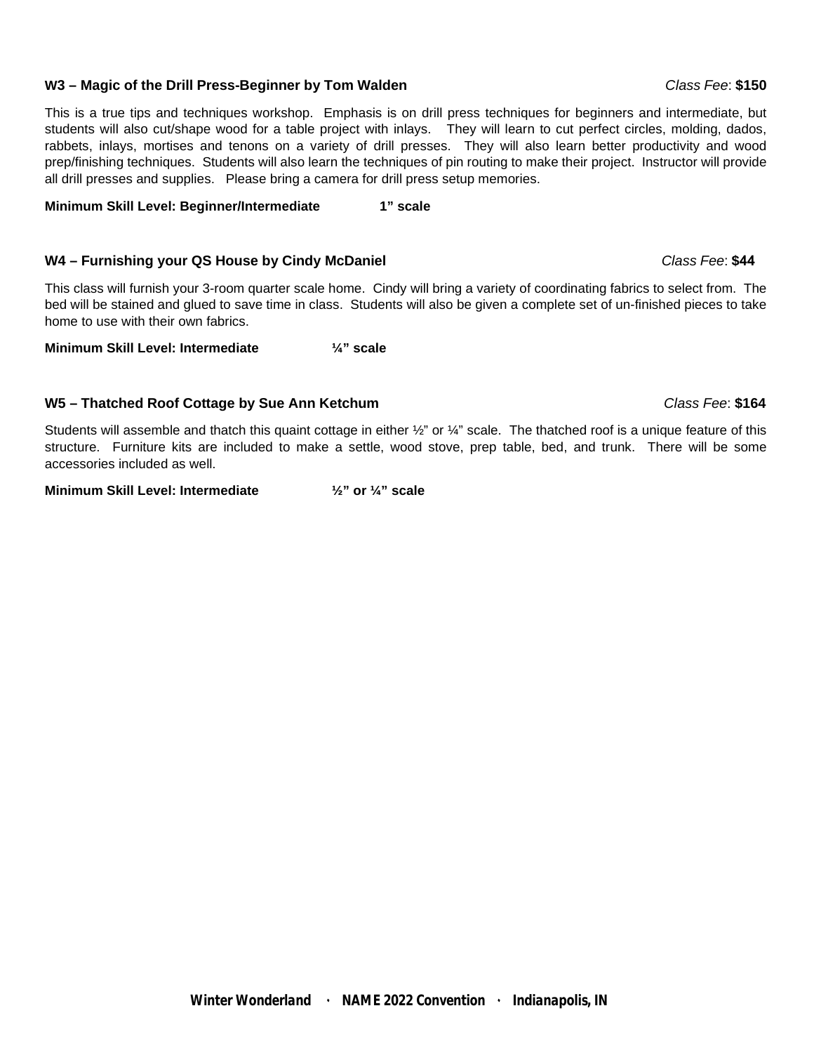**W3 – Magic of the Drill Press-Beginner by Tom Walden** *Class Fee*: **$150**

This is a true tips and techniques workshop. Emphasis is on drill press techniques for beginners and intermediate, but students will also cut/shape wood for a table project with inlays. They will learn to cut perfect circles, molding, dados, rabbets, inlays, mortises and tenons on a variety of drill presses. They will also learn better productivity and wood prep/finishing techniques. Students will also learn the techniques of pin routing to make their project. Instructor will provide all drill presses and supplies. Please bring a camera for drill press setup memories.

**Minimum Skill Level: Beginner/Intermediate 1" scale**

**W4 – Furnishing your QS House by Cindy McDaniel** *Class Fee*: **$44**

This class will furnish your 3-room quarter scale home. Cindy will bring a variety of coordinating fabrics to select from. The bed will be stained and glued to save time in class. Students will also be given a complete set of un-finished pieces to take home to use with their own fabrics.

**Minimum Skill Level: Intermediate ¼" scale**

**W5 – Thatched Roof Cottage by Sue Ann Ketchum** *Class Fee*: **$164**

Students will assemble and thatch this quaint cottage in either ½" or ¼" scale. The thatched roof is a unique feature of this structure. Furniture kits are included to make a settle, wood stove, prep table, bed, and trunk. There will be some accessories included as well.

**Minimum Skill Level: Intermediate ½" or ¼" scale**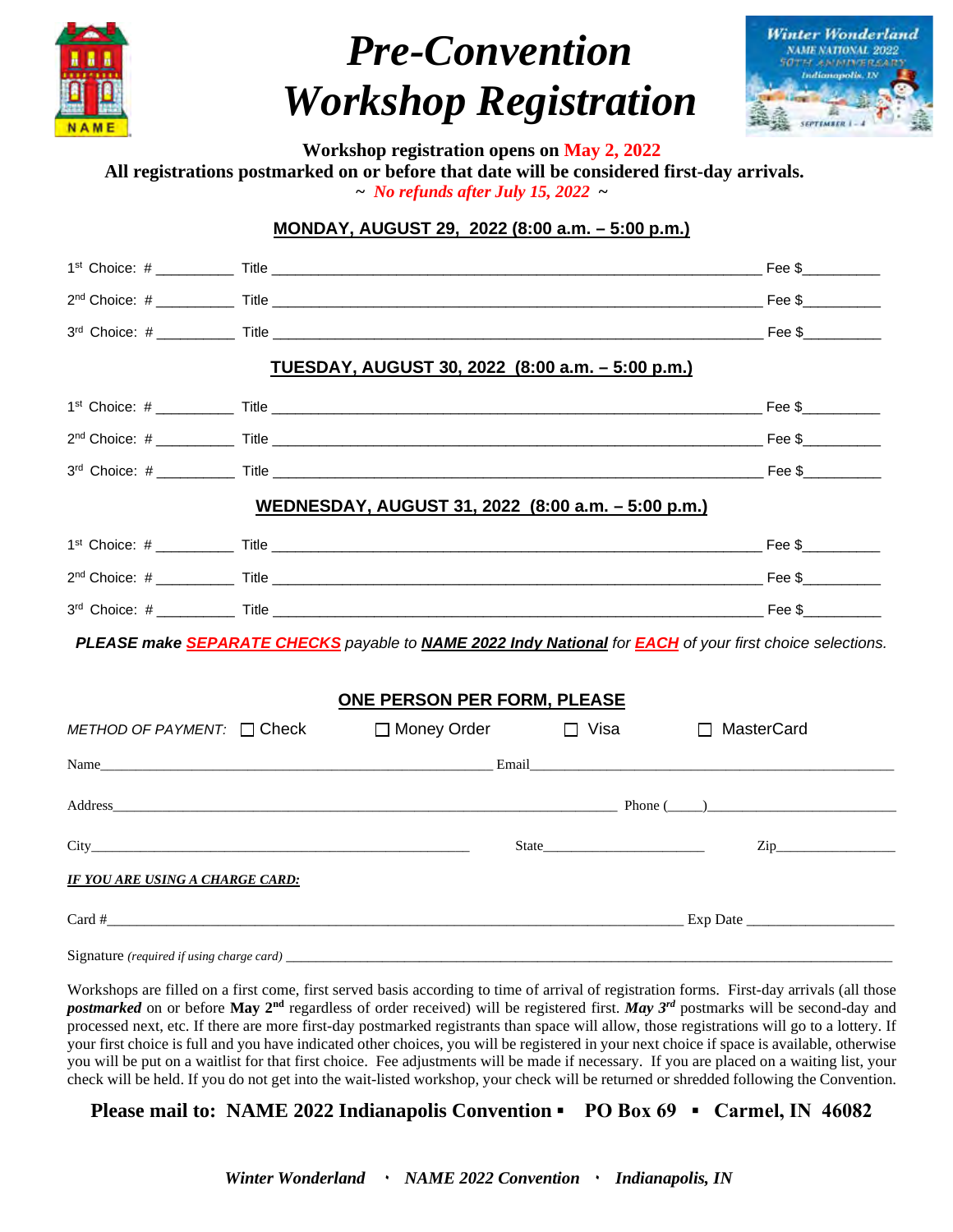# *Pre-Convention Workshop Registration*

**Workshop registration opens on May 2, 2022**

**All registrations postmarked on or before that date will be considered first-day arrivals.**

*~ No refunds after July 15, 2022 ~*

**MONDAY, AUGUST 29, 2022 (8:00 a.m. – 5:00 p.m.)**

1st Choice: # __________ Title ______________________________ Fee $__________

2nd Choice: # __________ Title ______________________________ Fee $__________

3rd Choice: # __________ Title ______________________________ Fee $__________

**TUESDAY, AUGUST 30, 2022 (8:00 a.m. – 5:00 p.m.)**

1st Choice: # __________ Title ______________________________ Fee $__________

2nd Choice: # __________ Title ______________________________ Fee $__________

3rd Choice: # __________ Title ______________________________ Fee $__________

**WEDNESDAY, AUGUST 31, 2022 (8:00 a.m. – 5:00 p.m.)**

1st Choice: # __________ Title ______________________________ Fee $__________

2nd Choice: # __________ Title ______________________________ Fee $__________

3rd Choice: # __________ Title ______________________________ Fee $__________

***PLEASE make SEPARATE CHECKS payable to NAME 2022 Indy National for EACH of your first choice selections.***

**ONE PERSON PER FORM, PLEASE**

*METHOD OF PAYMENT:* ☐ Check ☐ Money Order ☐ Visa ☐ MasterCard

Name______________________________ Email______________________________

Address______________________________ Phone (____)______________________

City______________________________ State__________________ Zip______________

***IF YOU ARE USING A CHARGE CARD:***

Card #______________________________________________ Exp Date __________________

Signature *(required if using charge card)* ______________________________________________

Workshops are filled on a first come, first served basis according to time of arrival of registration forms. First-day arrivals (all those ***postmarked*** on or before **May 2nd** regardless of order received) will be registered first. ***May 3rd*** postmarks will be second-day and processed next, etc. If there are more first-day postmarked registrants than space will allow, those registrations will go to a lottery. If your first choice is full and you have indicated other choices, you will be registered in your next choice if space is available, otherwise you will be put on a waitlist for that first choice. Fee adjustments will be made if necessary. If you are placed on a waiting list, your check will be held. If you do not get into the wait-listed workshop, your check will be returned or shredded following the Convention.

**Please mail to: NAME 2022 Indianapolis Convention ▪ PO Box 69 ▪ Carmel, IN 46082**

***Winter Wonderland · NAME 2022 Convention · Indianapolis, IN***